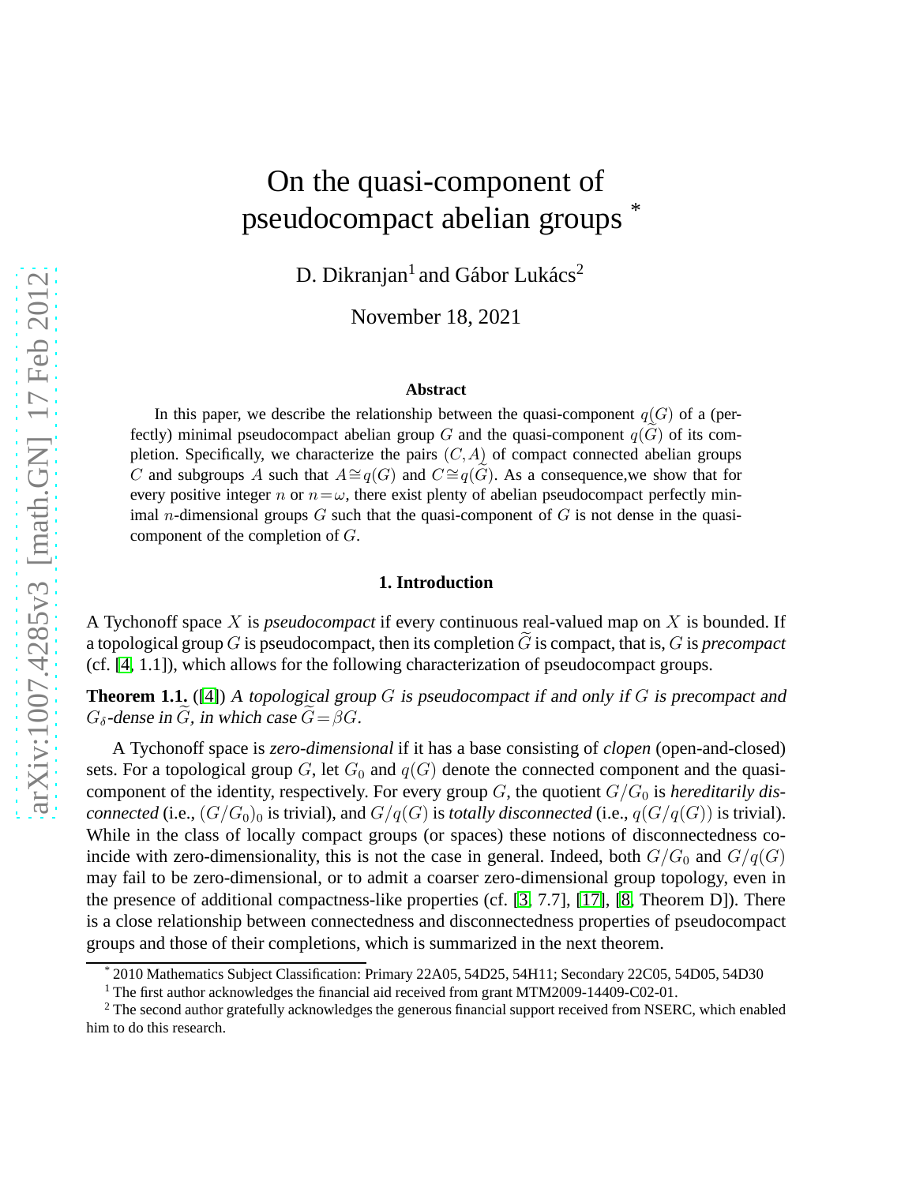# On the quasi-component of pseudocompact abelian groups *

D. Dikranjan[1] and Gábor Lukács[2]

November 18, 2021

**Abstract**

In this paper, we describe the relationship between the quasi-component $q(G)$ of a (perfectly) minimal pseudocompact abelian group $G$ and the quasi-component $q(\widetilde{G})$ of its completion. Specifically, we characterize the pairs $(C,A)$ of compact connected abelian groups $C$ and subgroups $A$ such that $A \cong q(G)$ and $C \cong q(\widetilde{G})$. As a consequence,we show that for every positive integer $n$ or $n=\omega$, there exist plenty of abelian pseudocompact perfectly minimal $n$-dimensional groups $G$ such that the quasi-component of $G$ is not dense in the quasi-component of the completion of $G$.

## 1. Introduction

A Tychonoff space $X$ is *pseudocompact* if every continuous real-valued map on $X$ is bounded. If a topological group $G$ is pseudocompact, then its completion $\widetilde{G}$ is compact, that is, $G$ is *precompact* (cf. [4, 1.1]), which allows for the following characterization of pseudocompact groups.

**Theorem 1.1.** ([4]) *A topological group $G$ is pseudocompact if and only if $G$ is precompact and $G_\delta$-dense in $\widetilde{G}$, in which case $\widetilde{G} = \beta G$.*

A Tychonoff space is *zero-dimensional* if it has a base consisting of *clopen* (open-and-closed) sets. For a topological group $G$, let $G_0$ and $q(G)$ denote the connected component and the quasi-component of the identity, respectively. For every group $G$, the quotient $G/G_0$ is *hereditarily disconnected* (i.e., $(G/G_0)_0$ is trivial), and $G/q(G)$ is *totally disconnected* (i.e., $q(G/q(G))$ is trivial). While in the class of locally compact groups (or spaces) these notions of disconnectedness coincide with zero-dimensionality, this is not the case in general. Indeed, both $G/G_0$ and $G/q(G)$ may fail to be zero-dimensional, or to admit a coarser zero-dimensional group topology, even in the presence of additional compactness-like properties (cf. [3, 7.7], [17], [8, Theorem D]). There is a close relationship between connectedness and disconnectedness properties of pseudocompact groups and those of their completions, which is summarized in the next theorem.

---

* 2010 Mathematics Subject Classification: Primary 22A05, 54D25, 54H11; Secondary 22C05, 54D05, 54D30

[1] The first author acknowledges the financial aid received from grant MTM2009-14409-C02-01.

[2] The second author gratefully acknowledges the generous financial support received from NSERC, which enabled him to do this research.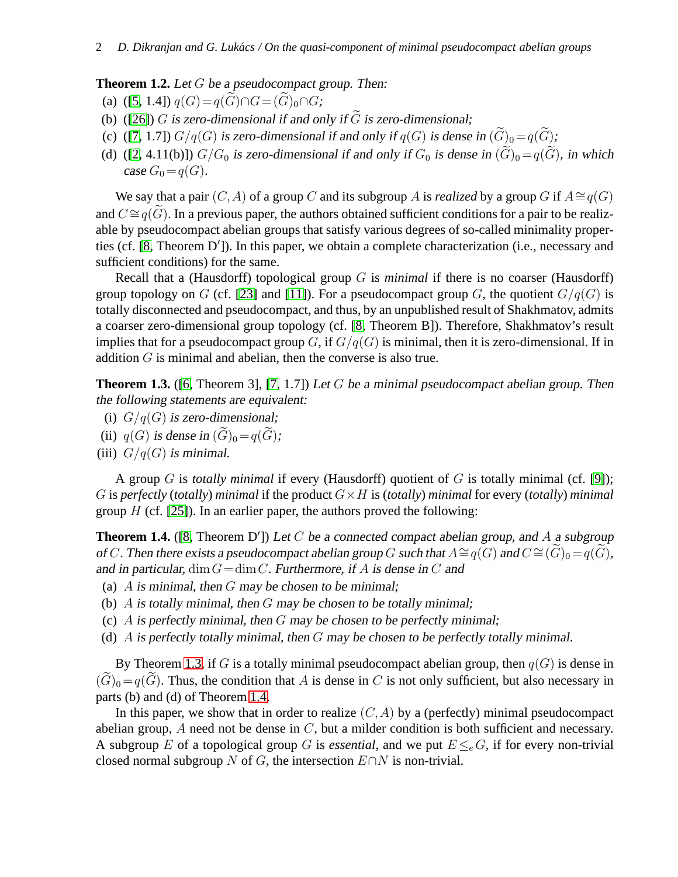**Theorem 1.2.** *Let $G$ be a pseudocompact group. Then:*

(a) ([5, 1.4]) $q(G) = q(\widetilde{G}) \cap G = (\widetilde{G})_0 \cap G$;

(b) ([26]) *$G$ is zero-dimensional if and only if $\widetilde{G}$ is zero-dimensional;*

(c) ([7, 1.7]) *$G/q(G)$ is zero-dimensional if and only if $q(G)$ is dense in $(\widetilde{G})_0 = q(\widetilde{G})$;*

(d) ([2, 4.11(b)]) *$G/G_0$ is zero-dimensional if and only if $G_0$ is dense in $(\widetilde{G})_0 = q(\widetilde{G})$, in which case $G_0 = q(G)$.*

We say that a pair $(C, A)$ of a group $C$ and its subgroup $A$ is *realized* by a group $G$ if $A \cong q(G)$ and $C \cong q(\widetilde{G})$. In a previous paper, the authors obtained sufficient conditions for a pair to be realizable by pseudocompact abelian groups that satisfy various degrees of so-called minimality properties (cf. [8, Theorem D′]). In this paper, we obtain a complete characterization (i.e., necessary and sufficient conditions) for the same.

Recall that a (Hausdorff) topological group $G$ is *minimal* if there is no coarser (Hausdorff) group topology on $G$ (cf. [23] and [11]). For a pseudocompact group $G$, the quotient $G/q(G)$ is totally disconnected and pseudocompact, and thus, by an unpublished result of Shakhmatov, admits a coarser zero-dimensional group topology (cf. [8, Theorem B]). Therefore, Shakhmatov's result implies that for a pseudocompact group $G$, if $G/q(G)$ is minimal, then it is zero-dimensional. If in addition $G$ is minimal and abelian, then the converse is also true.

**Theorem 1.3.** ([6, Theorem 3], [7, 1.7]) *Let $G$ be a minimal pseudocompact abelian group. Then the following statements are equivalent:*

(i) *$G/q(G)$ is zero-dimensional;*

(ii) *$q(G)$ is dense in $(\widetilde{G})_0 = q(\widetilde{G})$;*

(iii) *$G/q(G)$ is minimal.*

A group $G$ is *totally minimal* if every (Hausdorff) quotient of $G$ is totally minimal (cf. [9]); $G$ is *perfectly* (*totally*) *minimal* if the product $G \times H$ is (*totally*) *minimal* for every (*totally*) *minimal* group $H$ (cf. [25]). In an earlier paper, the authors proved the following:

**Theorem 1.4.** ([8, Theorem D′]) *Let $C$ be a connected compact abelian group, and $A$ a subgroup of $C$. Then there exists a pseudocompact abelian group $G$ such that $A \cong q(G)$ and $C \cong (\widetilde{G})_0 = q(\widetilde{G})$, and in particular, $\dim G = \dim C$. Furthermore, if $A$ is dense in $C$ and*

(a) *$A$ is minimal, then $G$ may be chosen to be minimal;*

(b) *$A$ is totally minimal, then $G$ may be chosen to be totally minimal;*

(c) *$A$ is perfectly minimal, then $G$ may be chosen to be perfectly minimal;*

(d) *$A$ is perfectly totally minimal, then $G$ may be chosen to be perfectly totally minimal.*

By Theorem 1.3, if $G$ is a totally minimal pseudocompact abelian group, then $q(G)$ is dense in $(\widetilde{G})_0 = q(\widetilde{G})$. Thus, the condition that $A$ is dense in $C$ is not only sufficient, but also necessary in parts (b) and (d) of Theorem 1.4.

In this paper, we show that in order to realize $(C, A)$ by a (perfectly) minimal pseudocompact abelian group, $A$ need not be dense in $C$, but a milder condition is both sufficient and necessary. A subgroup $E$ of a topological group $G$ is *essential*, and we put $E \leq_e G$, if for every non-trivial closed normal subgroup $N$ of $G$, the intersection $E \cap N$ is non-trivial.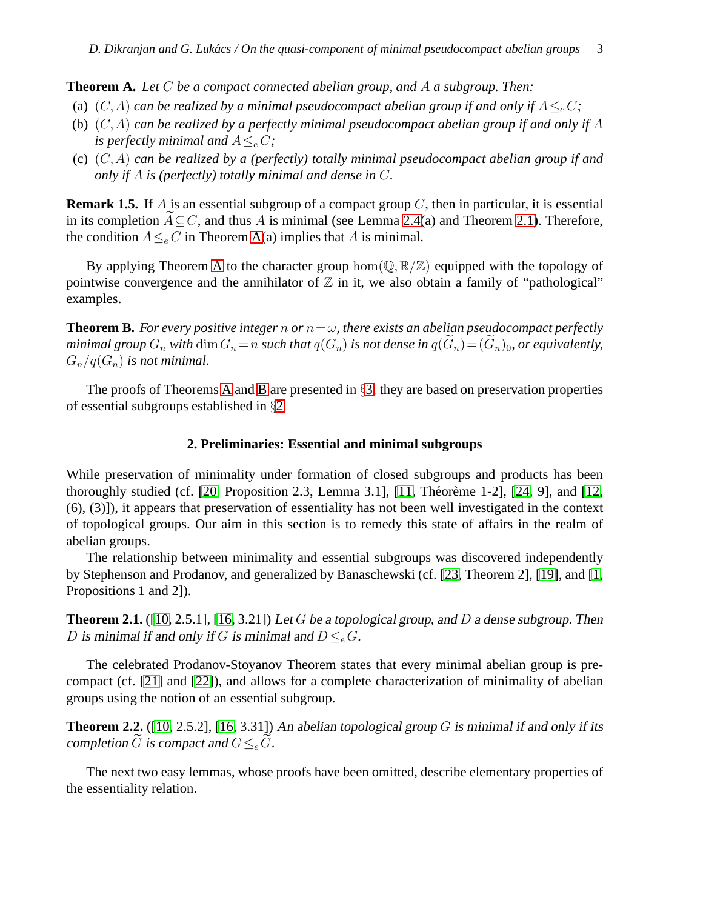**Theorem A.** *Let $C$ be a compact connected abelian group, and $A$ a subgroup. Then:*

(a) *$(C,A)$ can be realized by a minimal pseudocompact abelian group if and only if $A \leq_e C$;*

(b) *$(C,A)$ can be realized by a perfectly minimal pseudocompact abelian group if and only if $A$ is perfectly minimal and $A \leq_e C$;*

(c) *$(C,A)$ can be realized by a (perfectly) totally minimal pseudocompact abelian group if and only if $A$ is (perfectly) totally minimal and dense in $C$.*

**Remark 1.5.** If $A$ is an essential subgroup of a compact group $C$, then in particular, it is essential in its completion $\widetilde{A} \subseteq C$, and thus $A$ is minimal (see Lemma 2.4(a) and Theorem 2.1). Therefore, the condition $A \leq_e C$ in Theorem A(a) implies that $A$ is minimal.

By applying Theorem A to the character group $\hom(\mathbb{Q}, \mathbb{R}/\mathbb{Z})$ equipped with the topology of pointwise convergence and the annihilator of $\mathbb{Z}$ in it, we also obtain a family of "pathological" examples.

**Theorem B.** *For every positive integer $n$ or $n = \omega$, there exists an abelian pseudocompact perfectly minimal group $G_n$ with $\dim G_n = n$ such that $q(G_n)$ is not dense in $q(\widetilde{G}_n) = (\widetilde{G}_n)_0$, or equivalently, $G_n/q(G_n)$ is not minimal.*

The proofs of Theorems A and B are presented in §3; they are based on preservation properties of essential subgroups established in §2.

## 2. Preliminaries: Essential and minimal subgroups

While preservation of minimality under formation of closed subgroups and products has been thoroughly studied (cf. [20, Proposition 2.3, Lemma 3.1], [11, Théorème 1-2], [24, 9], and [12, (6), (3)]), it appears that preservation of essentiality has not been well investigated in the context of topological groups. Our aim in this section is to remedy this state of affairs in the realm of abelian groups.

The relationship between minimality and essential subgroups was discovered independently by Stephenson and Prodanov, and generalized by Banaschewski (cf. [23, Theorem 2], [19], and [1, Propositions 1 and 2]).

**Theorem 2.1.** ([10, 2.5.1], [16, 3.21]) *Let $G$ be a topological group, and $D$ a dense subgroup. Then $D$ is minimal if and only if $G$ is minimal and $D \leq_e G$.*

The celebrated Prodanov-Stoyanov Theorem states that every minimal abelian group is precompact (cf. [21] and [22]), and allows for a complete characterization of minimality of abelian groups using the notion of an essential subgroup.

**Theorem 2.2.** ([10, 2.5.2], [16, 3.31]) *An abelian topological group $G$ is minimal if and only if its completion $\widetilde{G}$ is compact and $G \leq_e \widetilde{G}$.*

The next two easy lemmas, whose proofs have been omitted, describe elementary properties of the essentiality relation.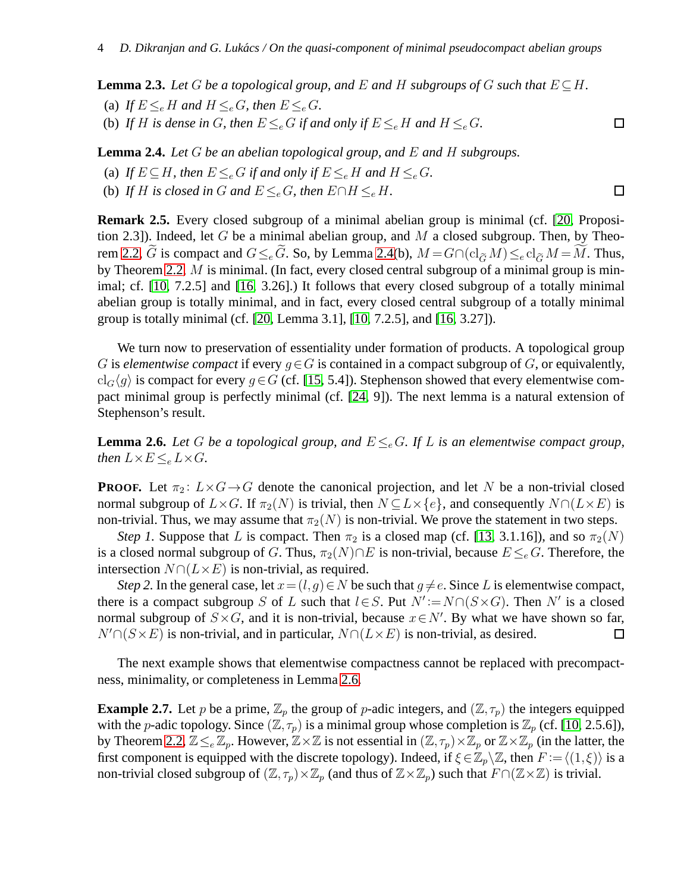**Lemma 2.3.** *Let $G$ be a topological group, and $E$ and $H$ subgroups of $G$ such that $E \subseteq H$.*

(a) *If $E \leq_e H$ and $H \leq_e G$, then $E \leq_e G$.*

(b) *If $H$ is dense in $G$, then $E \leq_e G$ if and only if $E \leq_e H$ and $H \leq_e G$.* □

**Lemma 2.4.** *Let $G$ be an abelian topological group, and $E$ and $H$ subgroups.*

(a) *If $E \subseteq H$, then $E \leq_e G$ if and only if $E \leq_e H$ and $H \leq_e G$.*

(b) *If $H$ is closed in $G$ and $E \leq_e G$, then $E \cap H \leq_e H$.* □

**Remark 2.5.** Every closed subgroup of a minimal abelian group is minimal (cf. [20, Proposition 2.3]). Indeed, let $G$ be a minimal abelian group, and $M$ a closed subgroup. Then, by Theorem 2.2, $\widetilde{G}$ is compact and $G \leq_e \widetilde{G}$. So, by Lemma 2.4(b), $M = G \cap (\mathrm{cl}_{\widetilde{G}} M) \leq_e \mathrm{cl}_{\widetilde{G}} M = \widetilde{M}$. Thus, by Theorem 2.2, $M$ is minimal. (In fact, every closed central subgroup of a minimal group is minimal; cf. [10, 7.2.5] and [16, 3.26].) It follows that every closed subgroup of a totally minimal abelian group is totally minimal, and in fact, every closed central subgroup of a totally minimal group is totally minimal (cf. [20, Lemma 3.1], [10, 7.2.5], and [16, 3.27]).

We turn now to preservation of essentiality under formation of products. A topological group $G$ is *elementwise compact* if every $g \in G$ is contained in a compact subgroup of $G$, or equivalently, $\mathrm{cl}_G \langle g \rangle$ is compact for every $g \in G$ (cf. [15, 5.4]). Stephenson showed that every elementwise compact minimal group is perfectly minimal (cf. [24, 9]). The next lemma is a natural extension of Stephenson's result.

**Lemma 2.6.** *Let $G$ be a topological group, and $E \leq_e G$. If $L$ is an elementwise compact group, then $L \times E \leq_e L \times G$.*

**Proof.** Let $\pi_2 \colon L \times G \to G$ denote the canonical projection, and let $N$ be a non-trivial closed normal subgroup of $L \times G$. If $\pi_2(N)$ is trivial, then $N \subseteq L \times \{e\}$, and consequently $N \cap (L \times E)$ is non-trivial. Thus, we may assume that $\pi_2(N)$ is non-trivial. We prove the statement in two steps.

*Step 1.* Suppose that $L$ is compact. Then $\pi_2$ is a closed map (cf. [13, 3.1.16]), and so $\pi_2(N)$ is a closed normal subgroup of $G$. Thus, $\pi_2(N) \cap E$ is non-trivial, because $E \leq_e G$. Therefore, the intersection $N \cap (L \times E)$ is non-trivial, as required.

*Step 2.* In the general case, let $x = (l, g) \in N$ be such that $g \neq e$. Since $L$ is elementwise compact, there is a compact subgroup $S$ of $L$ such that $l \in S$. Put $N' := N \cap (S \times G)$. Then $N'$ is a closed normal subgroup of $S \times G$, and it is non-trivial, because $x \in N'$. By what we have shown so far, $N' \cap (S \times E)$ is non-trivial, and in particular, $N \cap (L \times E)$ is non-trivial, as desired. □

The next example shows that elementwise compactness cannot be replaced with precompactness, minimality, or completeness in Lemma 2.6.

**Example 2.7.** Let $p$ be a prime, $\mathbb{Z}_p$ the group of $p$-adic integers, and $(\mathbb{Z}, \tau_p)$ the integers equipped with the $p$-adic topology. Since $(\mathbb{Z}, \tau_p)$ is a minimal group whose completion is $\mathbb{Z}_p$ (cf. [10, 2.5.6]), by Theorem 2.2, $\mathbb{Z} \leq_e \mathbb{Z}_p$. However, $\mathbb{Z} \times \mathbb{Z}$ is not essential in $(\mathbb{Z}, \tau_p) \times \mathbb{Z}_p$ or $\mathbb{Z} \times \mathbb{Z}_p$ (in the latter, the first component is equipped with the discrete topology). Indeed, if $\xi \in \mathbb{Z}_p \backslash \mathbb{Z}$, then $F := \langle (1, \xi) \rangle$ is a non-trivial closed subgroup of $(\mathbb{Z}, \tau_p) \times \mathbb{Z}_p$ (and thus of $\mathbb{Z} \times \mathbb{Z}_p$) such that $F \cap (\mathbb{Z} \times \mathbb{Z})$ is trivial.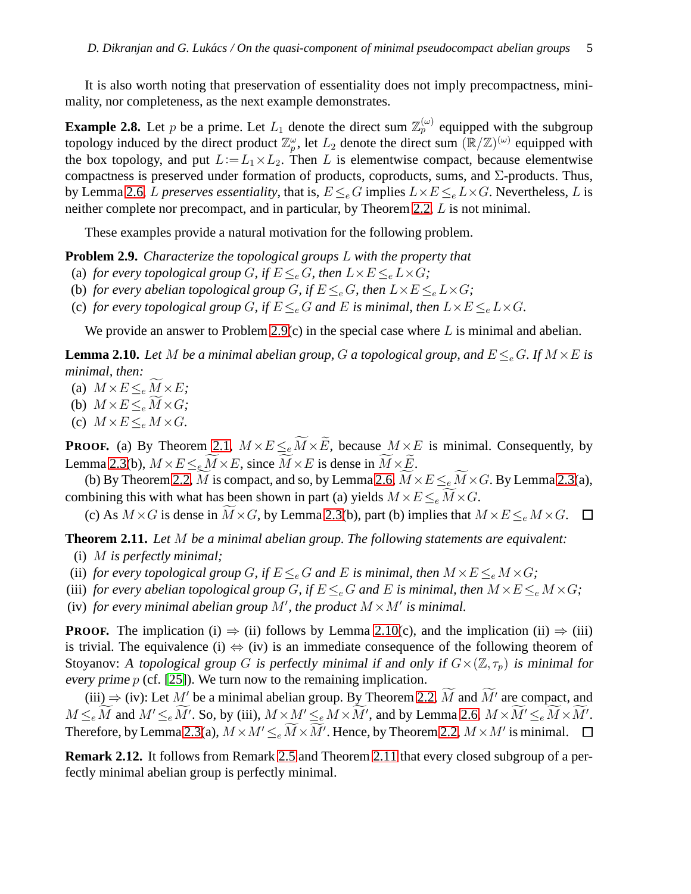It is also worth noting that preservation of essentiality does not imply precompactness, minimality, nor completeness, as the next example demonstrates.

**Example 2.8.** Let $p$ be a prime. Let $L_1$ denote the direct sum $\mathbb{Z}_p^{(\omega)}$ equipped with the subgroup topology induced by the direct product $\mathbb{Z}_p^{\omega}$, let $L_2$ denote the direct sum $(\mathbb{R}/\mathbb{Z})^{(\omega)}$ equipped with the box topology, and put $L := L_1 \times L_2$. Then $L$ is elementwise compact, because elementwise compactness is preserved under formation of products, coproducts, sums, and $\Sigma$-products. Thus, by Lemma 2.6, $L$ *preserves essentiality*, that is, $E \leq_e G$ implies $L \times E \leq_e L \times G$. Nevertheless, $L$ is neither complete nor precompact, and in particular, by Theorem 2.2, $L$ is not minimal.

These examples provide a natural motivation for the following problem.

**Problem 2.9.** *Characterize the topological groups $L$ with the property that*

(a) *for every topological group $G$, if $E \leq_e G$, then $L \times E \leq_e L \times G$;*
(b) *for every abelian topological group $G$, if $E \leq_e G$, then $L \times E \leq_e L \times G$;*
(c) *for every topological group $G$, if $E \leq_e G$ and $E$ is minimal, then $L \times E \leq_e L \times G$.*

We provide an answer to Problem 2.9(c) in the special case where $L$ is minimal and abelian.

**Lemma 2.10.** *Let $M$ be a minimal abelian group, $G$ a topological group, and $E \leq_e G$. If $M \times E$ is minimal, then:*

(a) $M \times E \leq_e \widetilde{M} \times E$;
(b) $M \times E \leq_e \widetilde{M} \times G$;
(c) $M \times E \leq_e M \times G$.

**Proof.** (a) By Theorem 2.1, $M \times E \leq_e \widetilde{M} \times \widetilde{E}$, because $M \times E$ is minimal. Consequently, by Lemma 2.3(b), $M \times E \leq_e \widetilde{M} \times E$, since $\widetilde{M} \times E$ is dense in $\widetilde{M} \times \widetilde{E}$.

(b) By Theorem 2.2, $\widetilde{M}$ is compact, and so, by Lemma 2.6, $\widetilde{M} \times E \leq_e \widetilde{M} \times G$. By Lemma 2.3(a), combining this with what has been shown in part (a) yields $M \times E \leq_e \widetilde{M} \times G$.

(c) As $M \times G$ is dense in $\widetilde{M} \times G$, by Lemma 2.3(b), part (b) implies that $M \times E \leq_e M \times G$. $\square$

**Theorem 2.11.** *Let $M$ be a minimal abelian group. The following statements are equivalent:*

(i) *$M$ is perfectly minimal;*
(ii) *for every topological group $G$, if $E \leq_e G$ and $E$ is minimal, then $M \times E \leq_e M \times G$;*
(iii) *for every abelian topological group $G$, if $E \leq_e G$ and $E$ is minimal, then $M \times E \leq_e M \times G$;*
(iv) *for every minimal abelian group $M'$, the product $M \times M'$ is minimal.*

**Proof.** The implication (i) $\Rightarrow$ (ii) follows by Lemma 2.10(c), and the implication (ii) $\Rightarrow$ (iii) is trivial. The equivalence (i) $\Leftrightarrow$ (iv) is an immediate consequence of the following theorem of Stoyanov: *A topological group $G$ is perfectly minimal if and only if $G \times (\mathbb{Z}, \tau_p)$ is minimal for every prime $p$* (cf. [25]). We turn now to the remaining implication.

(iii) $\Rightarrow$ (iv): Let $M'$ be a minimal abelian group. By Theorem 2.2, $\widetilde{M}$ and $\widetilde{M'}$ are compact, and $M \leq_e \widetilde{M}$ and $M' \leq_e \widetilde{M'}$. So, by (iii), $M \times M' \leq_e M \times \widetilde{M'}$, and by Lemma 2.6, $M \times \widetilde{M'} \leq_e \widetilde{M} \times \widetilde{M'}$. Therefore, by Lemma 2.3(a), $M \times M' \leq_e \widetilde{M} \times \widetilde{M'}$. Hence, by Theorem 2.2, $M \times M'$ is minimal. $\square$

**Remark 2.12.** It follows from Remark 2.5 and Theorem 2.11 that every closed subgroup of a perfectly minimal abelian group is perfectly minimal.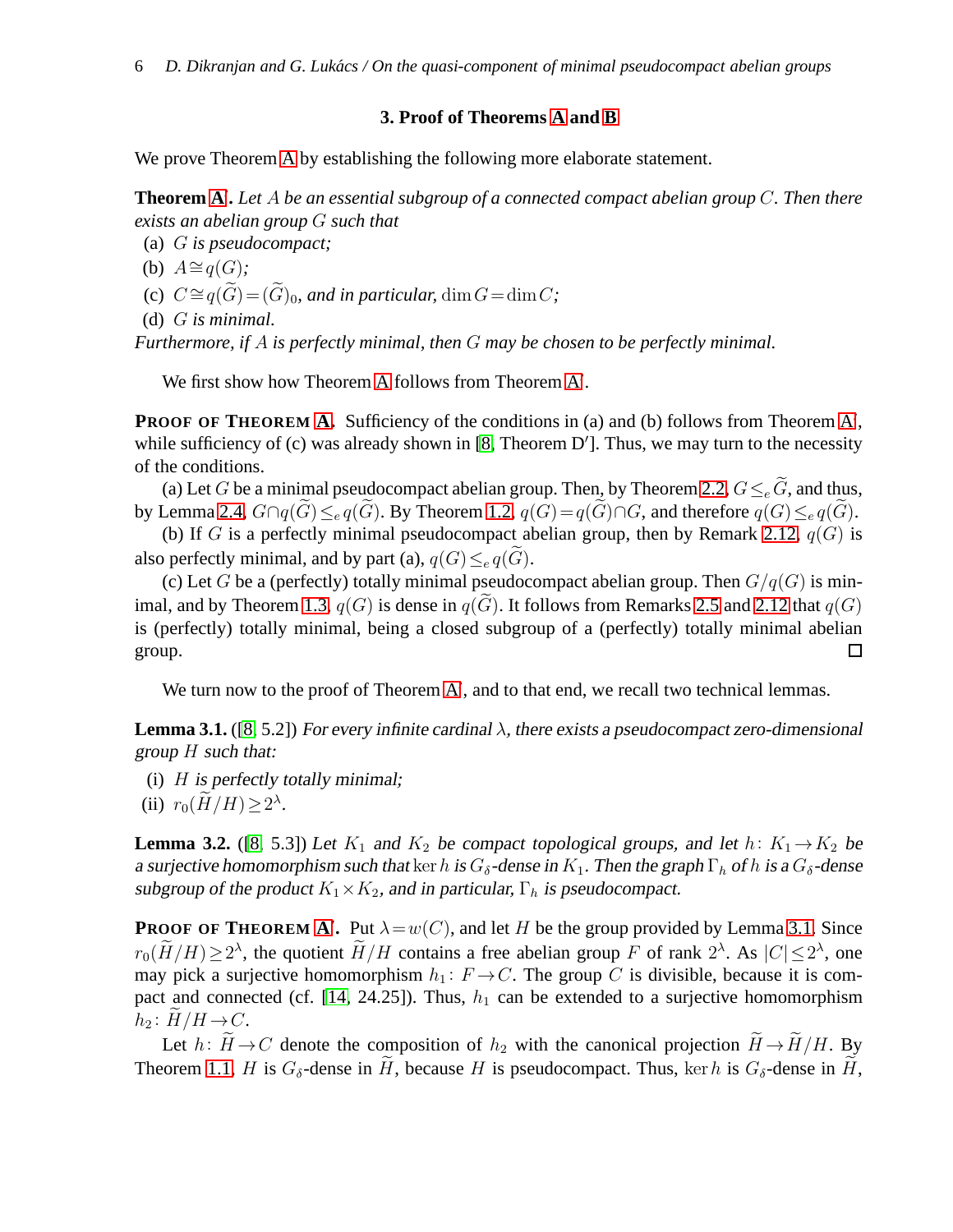## 3. Proof of Theorems A and B

We prove Theorem A by establishing the following more elaborate statement.

**Theorem A′.** *Let $A$ be an essential subgroup of a connected compact abelian group $C$. Then there exists an abelian group $G$ such that*

(a) *$G$ is pseudocompact;*
(b) *$A \cong q(G)$;*
(c) *$C \cong q(\widetilde{G}) = (\widetilde{G})_0$, and in particular, $\dim G = \dim C$;*
(d) *$G$ is minimal.*

*Furthermore, if $A$ is perfectly minimal, then $G$ may be chosen to be perfectly minimal.*

We first show how Theorem A follows from Theorem A′.

**Proof of Theorem A.** Sufficiency of the conditions in (a) and (b) follows from Theorem A′, while sufficiency of (c) was already shown in [8, Theorem D′]. Thus, we may turn to the necessity of the conditions.

(a) Let $G$ be a minimal pseudocompact abelian group. Then, by Theorem 2.2, $G \leq_e \widetilde{G}$, and thus, by Lemma 2.4, $G \cap q(\widetilde{G}) \leq_e q(\widetilde{G})$. By Theorem 1.2, $q(G) = q(\widetilde{G}) \cap G$, and therefore $q(G) \leq_e q(\widetilde{G})$.

(b) If $G$ is a perfectly minimal pseudocompact abelian group, then by Remark 2.12, $q(G)$ is also perfectly minimal, and by part (a), $q(G) \leq_e q(\widetilde{G})$.

(c) Let $G$ be a (perfectly) totally minimal pseudocompact abelian group. Then $G/q(G)$ is minimal, and by Theorem 1.3, $q(G)$ is dense in $q(\widetilde{G})$. It follows from Remarks 2.5 and 2.12 that $q(G)$ is (perfectly) totally minimal, being a closed subgroup of a (perfectly) totally minimal abelian group. $\square$

We turn now to the proof of Theorem A′, and to that end, we recall two technical lemmas.

**Lemma 3.1.** ([8, 5.2]) *For every infinite cardinal $\lambda$, there exists a pseudocompact zero-dimensional group $H$ such that:*

(i) *$H$ is perfectly totally minimal;*
(ii) *$r_0(\widetilde{H}/H) \geq 2^\lambda$.*

**Lemma 3.2.** ([8, 5.3]) *Let $K_1$ and $K_2$ be compact topological groups, and let $h\colon K_1 \to K_2$ be a surjective homomorphism such that $\ker h$ is $G_\delta$-dense in $K_1$. Then the graph $\Gamma_h$ of $h$ is a $G_\delta$-dense subgroup of the product $K_1 \times K_2$, and in particular, $\Gamma_h$ is pseudocompact.*

**Proof of Theorem A′.** Put $\lambda = w(C)$, and let $H$ be the group provided by Lemma 3.1. Since $r_0(\widetilde{H}/H) \geq 2^\lambda$, the quotient $\widetilde{H}/H$ contains a free abelian group $F$ of rank $2^\lambda$. As $|C| \leq 2^\lambda$, one may pick a surjective homomorphism $h_1\colon F \to C$. The group $C$ is divisible, because it is compact and connected (cf. [14, 24.25]). Thus, $h_1$ can be extended to a surjective homomorphism $h_2\colon \widetilde{H}/H \to C$.

Let $h\colon \widetilde{H} \to C$ denote the composition of $h_2$ with the canonical projection $\widetilde{H} \to \widetilde{H}/H$. By Theorem 1.1, $H$ is $G_\delta$-dense in $\widetilde{H}$, because $H$ is pseudocompact. Thus, $\ker h$ is $G_\delta$-dense in $\widetilde{H}$,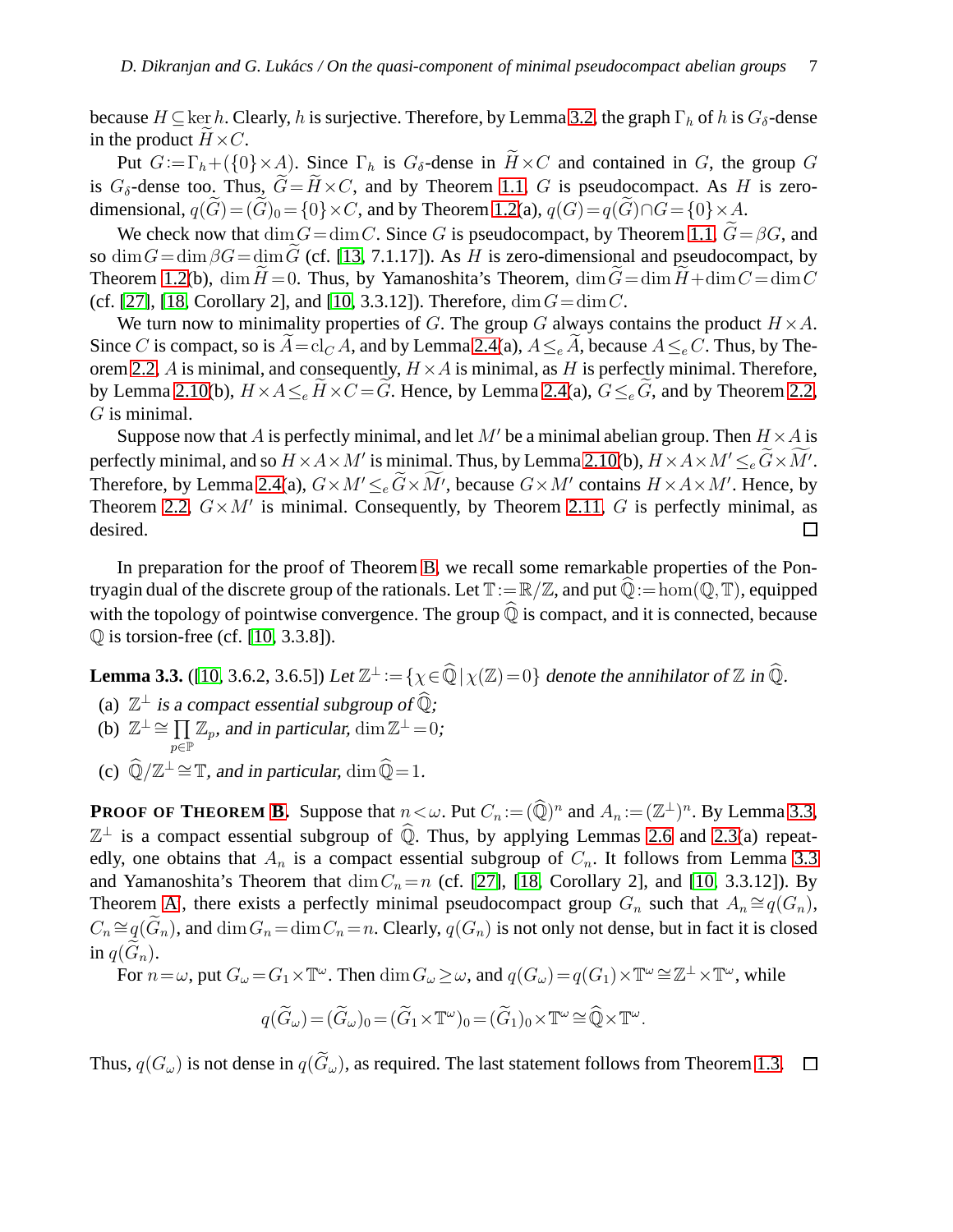because $H \subseteq \ker h$. Clearly, $h$ is surjective. Therefore, by Lemma 3.2, the graph $\Gamma_h$ of $h$ is $G_\delta$-dense in the product $\widetilde{H} \times C$.

Put $G := \Gamma_h + (\{0\} \times A)$. Since $\Gamma_h$ is $G_\delta$-dense in $\widetilde{H} \times C$ and contained in $G$, the group $G$ is $G_\delta$-dense too. Thus, $\widetilde{G} = \widetilde{H} \times C$, and by Theorem 1.1, $G$ is pseudocompact. As $H$ is zero-dimensional, $q(\widetilde{G}) = (\widetilde{G})_0 = \{0\} \times C$, and by Theorem 1.2(a), $q(G) = q(\widetilde{G}) \cap G = \{0\} \times A$.

We check now that $\dim G = \dim C$. Since $G$ is pseudocompact, by Theorem 1.1, $\widetilde{G} = \beta G$, and so $\dim G = \dim \beta G = \dim \widetilde{G}$ (cf. [13, 7.1.17]). As $H$ is zero-dimensional and pseudocompact, by Theorem 1.2(b), $\dim \widetilde{H} = 0$. Thus, by Yamanoshita's Theorem, $\dim \widetilde{G} = \dim \widetilde{H} + \dim C = \dim C$ (cf. [27], [18, Corollary 2], and [10, 3.3.12]). Therefore, $\dim G = \dim C$.

We turn now to minimality properties of $G$. The group $G$ always contains the product $H \times A$. Since $C$ is compact, so is $\widetilde{A} = \mathrm{cl}_C A$, and by Lemma 2.4(a), $A \leq_e \widetilde{A}$, because $A \leq_e C$. Thus, by Theorem 2.2, $A$ is minimal, and consequently, $H \times A$ is minimal, as $H$ is perfectly minimal. Therefore, by Lemma 2.10(b), $H \times A \leq_e \widetilde{H} \times C = \widetilde{G}$. Hence, by Lemma 2.4(a), $G \leq_e \widetilde{G}$, and by Theorem 2.2, $G$ is minimal.

Suppose now that $A$ is perfectly minimal, and let $M'$ be a minimal abelian group. Then $H \times A$ is perfectly minimal, and so $H \times A \times M'$ is minimal. Thus, by Lemma 2.10(b), $H \times A \times M' \leq_e \widetilde{G} \times \widetilde{M'}$. Therefore, by Lemma 2.4(a), $G \times M' \leq_e \widetilde{G} \times \widetilde{M'}$, because $G \times M'$ contains $H \times A \times M'$. Hence, by Theorem 2.2, $G \times M'$ is minimal. Consequently, by Theorem 2.11, $G$ is perfectly minimal, as desired. □

In preparation for the proof of Theorem B, we recall some remarkable properties of the Pontryagin dual of the discrete group of the rationals. Let $\mathbb{T} := \mathbb{R}/\mathbb{Z}$, and put $\widehat{\mathbb{Q}} := \hom(\mathbb{Q}, \mathbb{T})$, equipped with the topology of pointwise convergence. The group $\widehat{\mathbb{Q}}$ is compact, and it is connected, because $\mathbb{Q}$ is torsion-free (cf. [10, 3.3.8]).

**Lemma 3.3.** ([10, 3.6.2, 3.6.5]) *Let $\mathbb{Z}^\perp := \{\chi \in \widehat{\mathbb{Q}} \mid \chi(\mathbb{Z}) = 0\}$ denote the annihilator of $\mathbb{Z}$ in $\widehat{\mathbb{Q}}$.*

(a) *$\mathbb{Z}^\perp$ is a compact essential subgroup of $\widehat{\mathbb{Q}}$;*

(b) *$\mathbb{Z}^\perp \cong \prod\limits_{p \in \mathbb{P}} \mathbb{Z}_p$, and in particular, $\dim \mathbb{Z}^\perp = 0$;*

(c) *$\widehat{\mathbb{Q}}/\mathbb{Z}^\perp \cong \mathbb{T}$, and in particular, $\dim \widehat{\mathbb{Q}} = 1$.*

**Proof of Theorem B.** Suppose that $n < \omega$. Put $C_n := (\widehat{\mathbb{Q}})^n$ and $A_n := (\mathbb{Z}^\perp)^n$. By Lemma 3.3, $\mathbb{Z}^\perp$ is a compact essential subgroup of $\widehat{\mathbb{Q}}$. Thus, by applying Lemmas 2.6 and 2.3(a) repeatedly, one obtains that $A_n$ is a compact essential subgroup of $C_n$. It follows from Lemma 3.3 and Yamanoshita's Theorem that $\dim C_n = n$ (cf. [27], [18, Corollary 2], and [10, 3.3.12]). By Theorem A, there exists a perfectly minimal pseudocompact group $G_n$ such that $A_n \cong q(G_n)$, $C_n \cong q(\widetilde{G}_n)$, and $\dim G_n = \dim C_n = n$. Clearly, $q(G_n)$ is not only not dense, but in fact it is closed in $q(\widetilde{G}_n)$.

For $n = \omega$, put $G_\omega = G_1 \times \mathbb{T}^\omega$. Then $\dim G_\omega \geq \omega$, and $q(G_\omega) = q(G_1) \times \mathbb{T}^\omega \cong \mathbb{Z}^\perp \times \mathbb{T}^\omega$, while

$$q(\widetilde{G}_\omega) = (\widetilde{G}_\omega)_0 = (\widetilde{G}_1 \times \mathbb{T}^\omega)_0 = (\widetilde{G}_1)_0 \times \mathbb{T}^\omega \cong \widehat{\mathbb{Q}} \times \mathbb{T}^\omega.$$

Thus, $q(G_\omega)$ is not dense in $q(\widetilde{G}_\omega)$, as required. The last statement follows from Theorem 1.3. □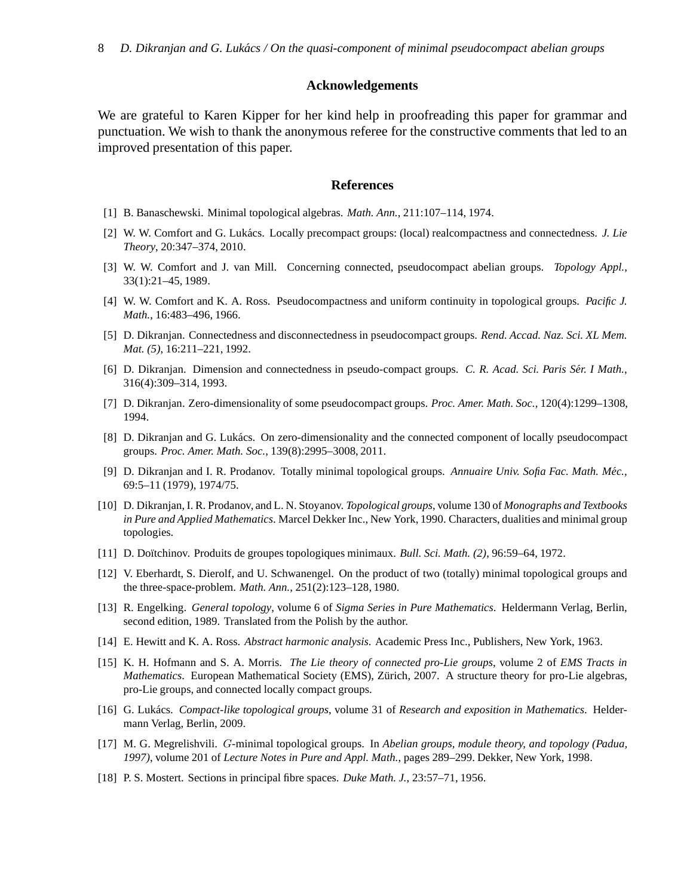## Acknowledgements

We are grateful to Karen Kipper for her kind help in proofreading this paper for grammar and punctuation. We wish to thank the anonymous referee for the constructive comments that led to an improved presentation of this paper.

## References

[1] B. Banaschewski. Minimal topological algebras. *Math. Ann.*, 211:107–114, 1974.

[2] W. W. Comfort and G. Lukács. Locally precompact groups: (local) realcompactness and connectedness. *J. Lie Theory*, 20:347–374, 2010.

[3] W. W. Comfort and J. van Mill. Concerning connected, pseudocompact abelian groups. *Topology Appl.*, 33(1):21–45, 1989.

[4] W. W. Comfort and K. A. Ross. Pseudocompactness and uniform continuity in topological groups. *Pacific J. Math.*, 16:483–496, 1966.

[5] D. Dikranjan. Connectedness and disconnectedness in pseudocompact groups. *Rend. Accad. Naz. Sci. XL Mem. Mat. (5)*, 16:211–221, 1992.

[6] D. Dikranjan. Dimension and connectedness in pseudo-compact groups. *C. R. Acad. Sci. Paris Sér. I Math.*, 316(4):309–314, 1993.

[7] D. Dikranjan. Zero-dimensionality of some pseudocompact groups. *Proc. Amer. Math. Soc.*, 120(4):1299–1308, 1994.

[8] D. Dikranjan and G. Lukács. On zero-dimensionality and the connected component of locally pseudocompact groups. *Proc. Amer. Math. Soc.*, 139(8):2995–3008, 2011.

[9] D. Dikranjan and I. R. Prodanov. Totally minimal topological groups. *Annuaire Univ. Sofia Fac. Math. Méc.*, 69:5–11 (1979), 1974/75.

[10] D. Dikranjan, I. R. Prodanov, and L. N. Stoyanov. *Topological groups*, volume 130 of *Monographs and Textbooks in Pure and Applied Mathematics*. Marcel Dekker Inc., New York, 1990. Characters, dualities and minimal group topologies.

[11] D. Doïtchinov. Produits de groupes topologiques minimaux. *Bull. Sci. Math. (2)*, 96:59–64, 1972.

[12] V. Eberhardt, S. Dierolf, and U. Schwanengel. On the product of two (totally) minimal topological groups and the three-space-problem. *Math. Ann.*, 251(2):123–128, 1980.

[13] R. Engelking. *General topology*, volume 6 of *Sigma Series in Pure Mathematics*. Heldermann Verlag, Berlin, second edition, 1989. Translated from the Polish by the author.

[14] E. Hewitt and K. A. Ross. *Abstract harmonic analysis*. Academic Press Inc., Publishers, New York, 1963.

[15] K. H. Hofmann and S. A. Morris. *The Lie theory of connected pro-Lie groups*, volume 2 of *EMS Tracts in Mathematics*. European Mathematical Society (EMS), Zürich, 2007. A structure theory for pro-Lie algebras, pro-Lie groups, and connected locally compact groups.

[16] G. Lukács. *Compact-like topological groups*, volume 31 of *Research and exposition in Mathematics*. Heldermann Verlag, Berlin, 2009.

[17] M. G. Megrelishvili. $G$-minimal topological groups. In *Abelian groups, module theory, and topology (Padua, 1997)*, volume 201 of *Lecture Notes in Pure and Appl. Math.*, pages 289–299. Dekker, New York, 1998.

[18] P. S. Mostert. Sections in principal fibre spaces. *Duke Math. J.*, 23:57–71, 1956.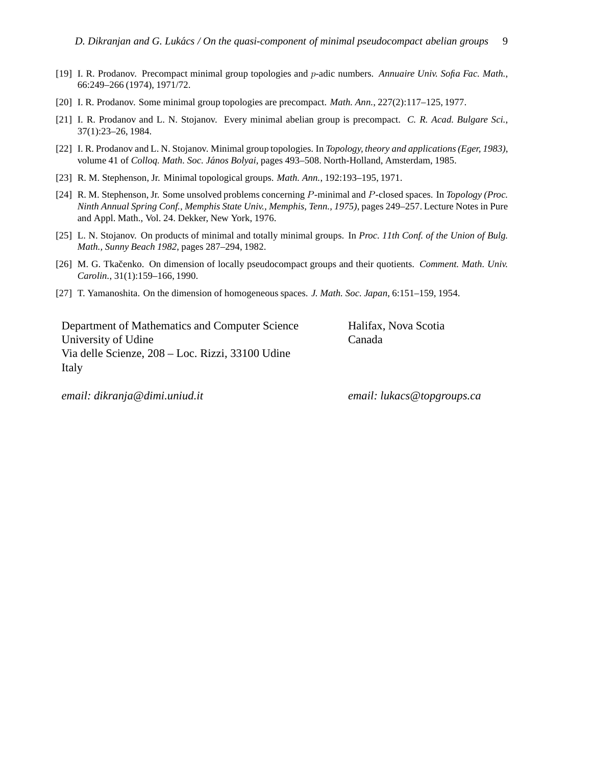[19] I. R. Prodanov. Precompact minimal group topologies and $p$-adic numbers. *Annuaire Univ. Sofia Fac. Math.*, 66:249–266 (1974), 1971/72.

[20] I. R. Prodanov. Some minimal group topologies are precompact. *Math. Ann.*, 227(2):117–125, 1977.

[21] I. R. Prodanov and L. N. Stojanov. Every minimal abelian group is precompact. *C. R. Acad. Bulgare Sci.*, 37(1):23–26, 1984.

[22] I. R. Prodanov and L. N. Stojanov. Minimal group topologies. In *Topology, theory and applications (Eger, 1983)*, volume 41 of *Colloq. Math. Soc. János Bolyai*, pages 493–508. North-Holland, Amsterdam, 1985.

[23] R. M. Stephenson, Jr. Minimal topological groups. *Math. Ann.*, 192:193–195, 1971.

[24] R. M. Stephenson, Jr. Some unsolved problems concerning $P$-minimal and $P$-closed spaces. In *Topology (Proc. Ninth Annual Spring Conf., Memphis State Univ., Memphis, Tenn., 1975)*, pages 249–257. Lecture Notes in Pure and Appl. Math., Vol. 24. Dekker, New York, 1976.

[25] L. N. Stojanov. On products of minimal and totally minimal groups. In *Proc. 11th Conf. of the Union of Bulg. Math., Sunny Beach 1982*, pages 287–294, 1982.

[26] M. G. Tkačenko. On dimension of locally pseudocompact groups and their quotients. *Comment. Math. Univ. Carolin.*, 31(1):159–166, 1990.

[27] T. Yamanoshita. On the dimension of homogeneous spaces. *J. Math. Soc. Japan*, 6:151–159, 1954.

Department of Mathematics and Computer Science
University of Udine
Via delle Scienze, 208 – Loc. Rizzi, 33100 Udine
Italy

*email: dikranja@dimi.uniud.it*

Halifax, Nova Scotia
Canada

*email: lukacs@topgroups.ca*